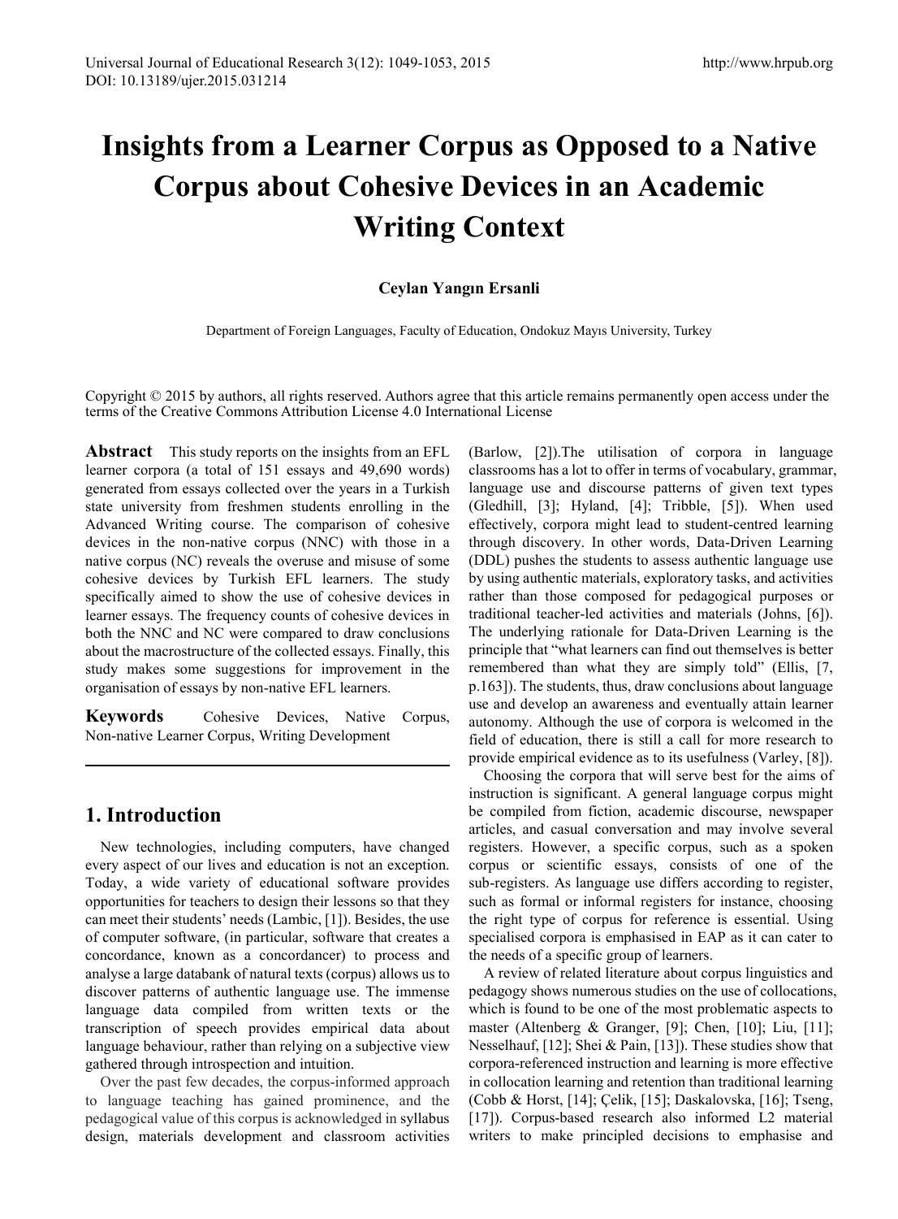# Insights from a Learner Corpus as Opposed to a Native Corpus about Cohesive Devices in an Academic Writing Context

**Ceylan Yangın Ersanli**

Department of Foreign Languages, Faculty of Education, Ondokuz Mayıs University, Turkey

Copyright © 2015 by authors, all rights reserved. Authors agree that this article remains permanently open access under the terms of the Creative Commons Attribution License 4.0 International License

**Abstract** This study reports on the insights from an EFL learner corpora (a total of 151 essays and 49,690 words) generated from essays collected over the years in a Turkish state university from freshmen students enrolling in the Advanced Writing course. The comparison of cohesive devices in the non-native corpus (NNC) with those in a native corpus (NC) reveals the overuse and misuse of some cohesive devices by Turkish EFL learners. The study specifically aimed to show the use of cohesive devices in learner essays. The frequency counts of cohesive devices in both the NNC and NC were compared to draw conclusions about the macrostructure of the collected essays. Finally, this study makes some suggestions for improvement in the organisation of essays by non-native EFL learners.

**Keywords** Cohesive Devices, Native Corpus, Non-native Learner Corpus, Writing Development

## 1. Introduction

New technologies, including computers, have changed every aspect of our lives and education is not an exception. Today, a wide variety of educational software provides opportunities for teachers to design their lessons so that they can meet their students' needs (Lambic, [1]). Besides, the use of computer software, (in particular, software that creates a concordance, known as a concordancer) to process and analyse a large databank of natural texts (corpus) allows us to discover patterns of authentic language use. The immense language data compiled from written texts or the transcription of speech provides empirical data about language behaviour, rather than relying on a subjective view gathered through introspection and intuition.

Over the past few decades, the corpus-informed approach to language teaching has gained prominence, and the pedagogical value of this corpus is acknowledged in syllabus design, materials development and classroom activities (Barlow, [2]).The utilisation of corpora in language classrooms has a lot to offer in terms of vocabulary, grammar, language use and discourse patterns of given text types (Gledhill, [3]; Hyland, [4]; Tribble, [5]). When used effectively, corpora might lead to student-centred learning through discovery. In other words, Data-Driven Learning (DDL) pushes the students to assess authentic language use by using authentic materials, exploratory tasks, and activities rather than those composed for pedagogical purposes or traditional teacher-led activities and materials (Johns, [6]). The underlying rationale for Data-Driven Learning is the principle that "what learners can find out themselves is better remembered than what they are simply told" (Ellis, [7, p.163]). The students, thus, draw conclusions about language use and develop an awareness and eventually attain learner autonomy. Although the use of corpora is welcomed in the field of education, there is still a call for more research to provide empirical evidence as to its usefulness (Varley, [8]).

Choosing the corpora that will serve best for the aims of instruction is significant. A general language corpus might be compiled from fiction, academic discourse, newspaper articles, and casual conversation and may involve several registers. However, a specific corpus, such as a spoken corpus or scientific essays, consists of one of the sub-registers. As language use differs according to register, such as formal or informal registers for instance, choosing the right type of corpus for reference is essential. Using specialised corpora is emphasised in EAP as it can cater to the needs of a specific group of learners.

A review of related literature about corpus linguistics and pedagogy shows numerous studies on the use of collocations, which is found to be one of the most problematic aspects to master (Altenberg & Granger, [9]; Chen, [10]; Liu, [11]; Nesselhauf, [12]; Shei & Pain, [13]). These studies show that corpora-referenced instruction and learning is more effective in collocation learning and retention than traditional learning (Cobb & Horst, [14]; Çelik, [15]; Daskalovska, [16]; Tseng, [17]). Corpus-based research also informed L2 material writers to make principled decisions to emphasise and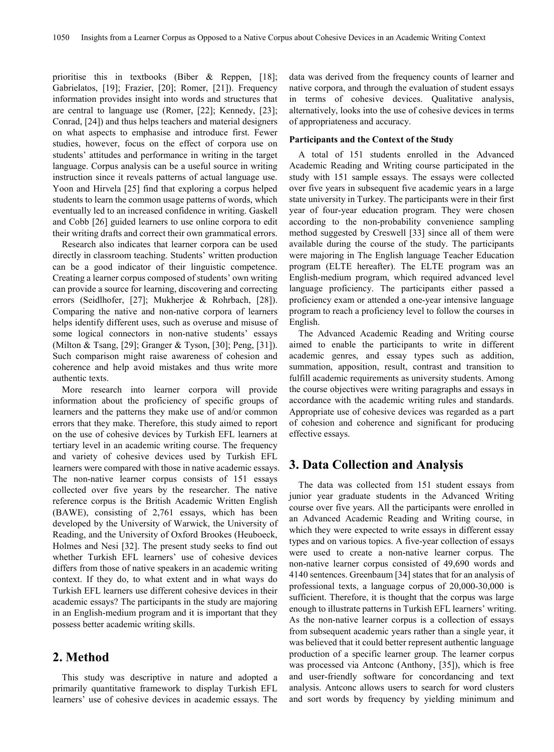prioritise this in textbooks (Biber & Reppen, [18]; Gabrielatos, [19]; Frazier, [20]; Romer, [21]). Frequency information provides insight into words and structures that are central to language use (Romer, [22]; Kennedy, [23]; Conrad, [24]) and thus helps teachers and material designers on what aspects to emphasise and introduce first. Fewer studies, however, focus on the effect of corpora use on students' attitudes and performance in writing in the target language. Corpus analysis can be a useful source in writing instruction since it reveals patterns of actual language use. Yoon and Hirvela [25] find that exploring a corpus helped students to learn the common usage patterns of words, which eventually led to an increased confidence in writing. Gaskell and Cobb [26] guided learners to use online corpora to edit their writing drafts and correct their own grammatical errors.

Research also indicates that learner corpora can be used directly in classroom teaching. Students' written production can be a good indicator of their linguistic competence. Creating a learner corpus composed of students' own writing can provide a source for learning, discovering and correcting errors (Seidlhofer, [27]; Mukherjee & Rohrbach, [28]). Comparing the native and non-native corpora of learners helps identify different uses, such as overuse and misuse of some logical connectors in non-native students' essays (Milton & Tsang, [29]; Granger & Tyson, [30]; Peng, [31]). Such comparison might raise awareness of cohesion and coherence and help avoid mistakes and thus write more authentic texts.

More research into learner corpora will provide information about the proficiency of specific groups of learners and the patterns they make use of and/or common errors that they make. Therefore, this study aimed to report on the use of cohesive devices by Turkish EFL learners at tertiary level in an academic writing course. The frequency and variety of cohesive devices used by Turkish EFL learners were compared with those in native academic essays. The non-native learner corpus consists of 151 essays collected over five years by the researcher. The native reference corpus is the British Academic Written English (BAWE), consisting of 2,761 essays, which has been developed by the University of Warwick, the University of Reading, and the University of Oxford Brookes (Heuboeck, Holmes and Nesi [32]. The present study seeks to find out whether Turkish EFL learners' use of cohesive devices differs from those of native speakers in an academic writing context. If they do, to what extent and in what ways do Turkish EFL learners use different cohesive devices in their academic essays? The participants in the study are majoring in an English-medium program and it is important that they possess better academic writing skills.

## 2. Method

This study was descriptive in nature and adopted a primarily quantitative framework to display Turkish EFL learners' use of cohesive devices in academic essays. The data was derived from the frequency counts of learner and native corpora, and through the evaluation of student essays in terms of cohesive devices. Qualitative analysis, alternatively, looks into the use of cohesive devices in terms of appropriateness and accuracy.

**Participants and the Context of the Study**

A total of 151 students enrolled in the Advanced Academic Reading and Writing course participated in the study with 151 sample essays. The essays were collected over five years in subsequent five academic years in a large state university in Turkey. The participants were in their first year of four-year education program. They were chosen according to the non-probability convenience sampling method suggested by Creswell [33] since all of them were available during the course of the study. The participants were majoring in The English language Teacher Education program (ELTE hereafter). The ELTE program was an English-medium program, which required advanced level language proficiency. The participants either passed a proficiency exam or attended a one-year intensive language program to reach a proficiency level to follow the courses in English.

The Advanced Academic Reading and Writing course aimed to enable the participants to write in different academic genres, and essay types such as addition, summation, apposition, result, contrast and transition to fulfill academic requirements as university students. Among the course objectives were writing paragraphs and essays in accordance with the academic writing rules and standards. Appropriate use of cohesive devices was regarded as a part of cohesion and coherence and significant for producing effective essays.

## 3. Data Collection and Analysis

The data was collected from 151 student essays from junior year graduate students in the Advanced Writing course over five years. All the participants were enrolled in an Advanced Academic Reading and Writing course, in which they were expected to write essays in different essay types and on various topics. A five-year collection of essays were used to create a non-native learner corpus. The non-native learner corpus consisted of 49,690 words and 4140 sentences. Greenbaum [34] states that for an analysis of professional texts, a language corpus of 20,000-30,000 is sufficient. Therefore, it is thought that the corpus was large enough to illustrate patterns in Turkish EFL learners' writing. As the non-native learner corpus is a collection of essays from subsequent academic years rather than a single year, it was believed that it could better represent authentic language production of a specific learner group. The learner corpus was processed via Antconc (Anthony, [35]), which is free and user-friendly software for concordancing and text analysis. Antconc allows users to search for word clusters and sort words by frequency by yielding minimum and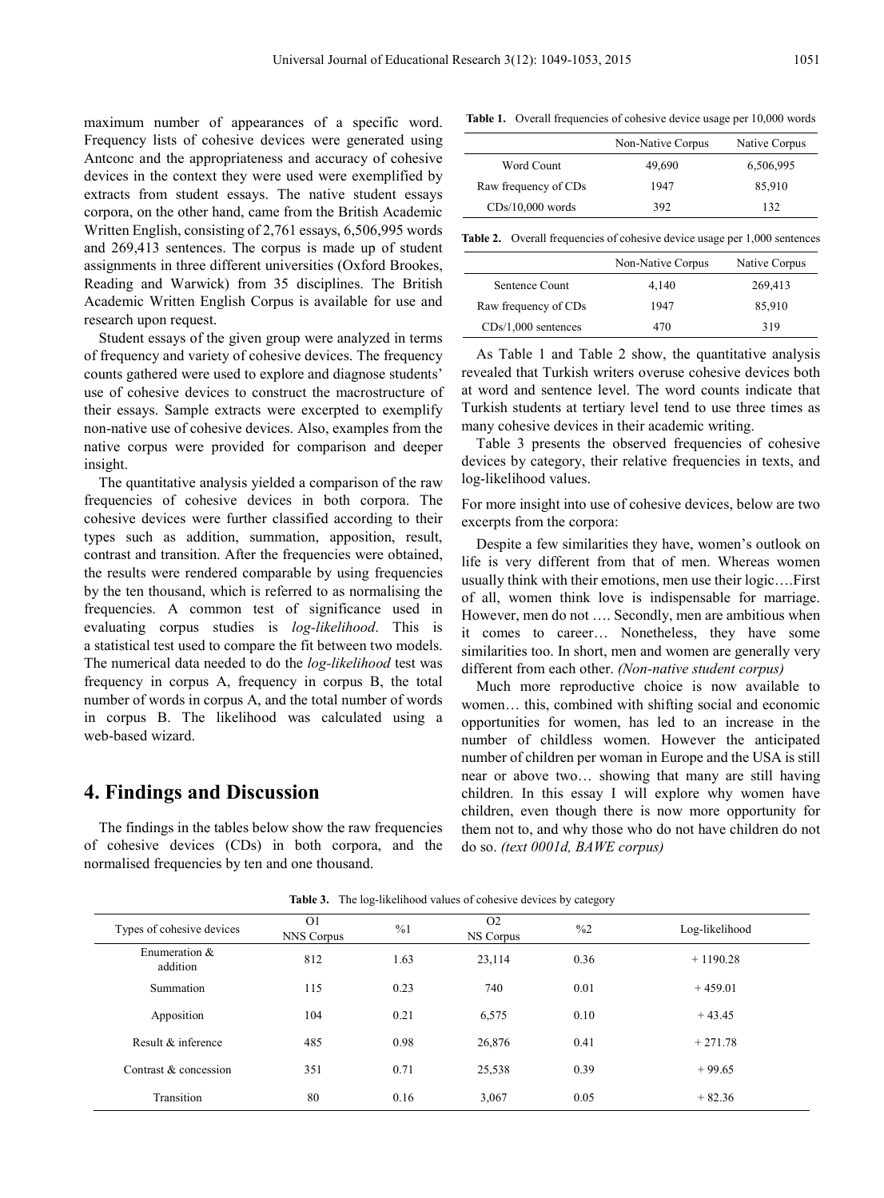maximum number of appearances of a specific word. Frequency lists of cohesive devices were generated using Antconc and the appropriateness and accuracy of cohesive devices in the context they were used were exemplified by extracts from student essays. The native student essays corpora, on the other hand, came from the British Academic Written English, consisting of 2,761 essays, 6,506,995 words and 269,413 sentences. The corpus is made up of student assignments in three different universities (Oxford Brookes, Reading and Warwick) from 35 disciplines. The British Academic Written English Corpus is available for use and research upon request.

Student essays of the given group were analyzed in terms of frequency and variety of cohesive devices. The frequency counts gathered were used to explore and diagnose students' use of cohesive devices to construct the macrostructure of their essays. Sample extracts were excerpted to exemplify non-native use of cohesive devices. Also, examples from the native corpus were provided for comparison and deeper insight.

The quantitative analysis yielded a comparison of the raw frequencies of cohesive devices in both corpora. The cohesive devices were further classified according to their types such as addition, summation, apposition, result, contrast and transition. After the frequencies were obtained, the results were rendered comparable by using frequencies by the ten thousand, which is referred to as normalising the frequencies. A common test of significance used in evaluating corpus studies is *log-likelihood*. This is a statistical test used to compare the fit between two models. The numerical data needed to do the *log-likelihood* test was frequency in corpus A, frequency in corpus B, the total number of words in corpus A, and the total number of words in corpus B. The likelihood was calculated using a web-based wizard.

## 4. Findings and Discussion

The findings in the tables below show the raw frequencies of cohesive devices (CDs) in both corpora, and the normalised frequencies by ten and one thousand.

**Table 1.** Overall frequencies of cohesive device usage per 10,000 words

| | Non-Native Corpus | Native Corpus |
|---|---|---|
| Word Count | 49,690 | 6,506,995 |
| Raw frequency of CDs | 1947 | 85,910 |
| CDs/10,000 words | 392 | 132 |

**Table 2.** Overall frequencies of cohesive device usage per 1,000 sentences

| | Non-Native Corpus | Native Corpus |
|---|---|---|
| Sentence Count | 4,140 | 269,413 |
| Raw frequency of CDs | 1947 | 85,910 |
| CDs/1,000 sentences | 470 | 319 |

As Table 1 and Table 2 show, the quantitative analysis revealed that Turkish writers overuse cohesive devices both at word and sentence level. The word counts indicate that Turkish students at tertiary level tend to use three times as many cohesive devices in their academic writing.

Table 3 presents the observed frequencies of cohesive devices by category, their relative frequencies in texts, and log-likelihood values.

For more insight into use of cohesive devices, below are two excerpts from the corpora:

Despite a few similarities they have, women's outlook on life is very different from that of men. Whereas women usually think with their emotions, men use their logic….First of all, women think love is indispensable for marriage. However, men do not …. Secondly, men are ambitious when it comes to career… Nonetheless, they have some similarities too. In short, men and women are generally very different from each other. *(Non-native student corpus)*

Much more reproductive choice is now available to women… this, combined with shifting social and economic opportunities for women, has led to an increase in the number of childless women. However the anticipated number of children per woman in Europe and the USA is still near or above two… showing that many are still having children. In this essay I will explore why women have children, even though there is now more opportunity for them not to, and why those who do not have children do not do so. *(text 0001d, BAWE corpus)*

**Table 3.** The log-likelihood values of cohesive devices by category

| Types of cohesive devices | O1 NNS Corpus | %1 | O2 NS Corpus | %2 | Log-likelihood |
|---|---|---|---|---|---|
| Enumeration & addition | 812 | 1.63 | 23,114 | 0.36 | + 1190.28 |
| Summation | 115 | 0.23 | 740 | 0.01 | + 459.01 |
| Apposition | 104 | 0.21 | 6,575 | 0.10 | + 43.45 |
| Result & inference | 485 | 0.98 | 26,876 | 0.41 | + 271.78 |
| Contrast & concession | 351 | 0.71 | 25,538 | 0.39 | + 99.65 |
| Transition | 80 | 0.16 | 3,067 | 0.05 | + 82.36 |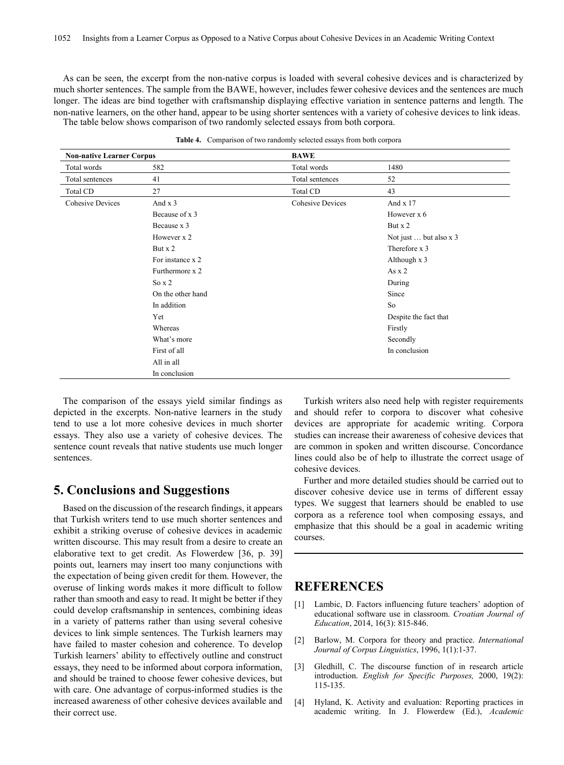As can be seen, the excerpt from the non-native corpus is loaded with several cohesive devices and is characterized by much shorter sentences. The sample from the BAWE, however, includes fewer cohesive devices and the sentences are much longer. The ideas are bind together with craftsmanship displaying effective variation in sentence patterns and length. The non-native learners, on the other hand, appear to be using shorter sentences with a variety of cohesive devices to link ideas.

The table below shows comparison of two randomly selected essays from both corpora.

**Table 4.** Comparison of two randomly selected essays from both corpora

| Non-native Learner Corpus | | BAWE | |
|---|---|---|---|
| Total words | 582 | Total words | 1480 |
| Total sentences | 41 | Total sentences | 52 |
| Total CD | 27 | Total CD | 43 |
| Cohesive Devices | And x 3 | Cohesive Devices | And x 17 |
| | Because of x 3 | | However x 6 |
| | Because x 3 | | But x 2 |
| | However x 2 | | Not just … but also x 3 |
| | But x 2 | | Therefore x 3 |
| | For instance x 2 | | Although x 3 |
| | Furthermore x 2 | | As x 2 |
| | So x 2 | | During |
| | On the other hand | | Since |
| | In addition | | So |
| | Yet | | Despite the fact that |
| | Whereas | | Firstly |
| | What's more | | Secondly |
| | First of all | | In conclusion |
| | All in all | | |
| | In conclusion | | |

The comparison of the essays yield similar findings as depicted in the excerpts. Non-native learners in the study tend to use a lot more cohesive devices in much shorter essays. They also use a variety of cohesive devices. The sentence count reveals that native students use much longer sentences.

## 5. Conclusions and Suggestions

Based on the discussion of the research findings, it appears that Turkish writers tend to use much shorter sentences and exhibit a striking overuse of cohesive devices in academic written discourse. This may result from a desire to create an elaborative text to get credit. As Flowerdew [36, p. 39] points out, learners may insert too many conjunctions with the expectation of being given credit for them. However, the overuse of linking words makes it more difficult to follow rather than smooth and easy to read. It might be better if they could develop craftsmanship in sentences, combining ideas in a variety of patterns rather than using several cohesive devices to link simple sentences. The Turkish learners may have failed to master cohesion and coherence. To develop Turkish learners' ability to effectively outline and construct essays, they need to be informed about corpora information, and should be trained to choose fewer cohesive devices, but with care. One advantage of corpus-informed studies is the increased awareness of other cohesive devices available and their correct use.

Turkish writers also need help with register requirements and should refer to corpora to discover what cohesive devices are appropriate for academic writing. Corpora studies can increase their awareness of cohesive devices that are common in spoken and written discourse. Concordance lines could also be of help to illustrate the correct usage of cohesive devices.

Further and more detailed studies should be carried out to discover cohesive device use in terms of different essay types. We suggest that learners should be enabled to use corpora as a reference tool when composing essays, and emphasize that this should be a goal in academic writing courses.

## REFERENCES

[1] Lambic, D. Factors influencing future teachers' adoption of educational software use in classroom. *Croatian Journal of Education*, 2014, 16(3): 815-846.

[2] Barlow, M. Corpora for theory and practice. *International Journal of Corpus Linguistics*, 1996, 1(1):1-37.

[3] Gledhill, C. The discourse function of in research article introduction. *English for Specific Purposes,* 2000, 19(2): 115-135.

[4] Hyland, K. Activity and evaluation: Reporting practices in academic writing. In J. Flowerdew (Ed.), *Academic*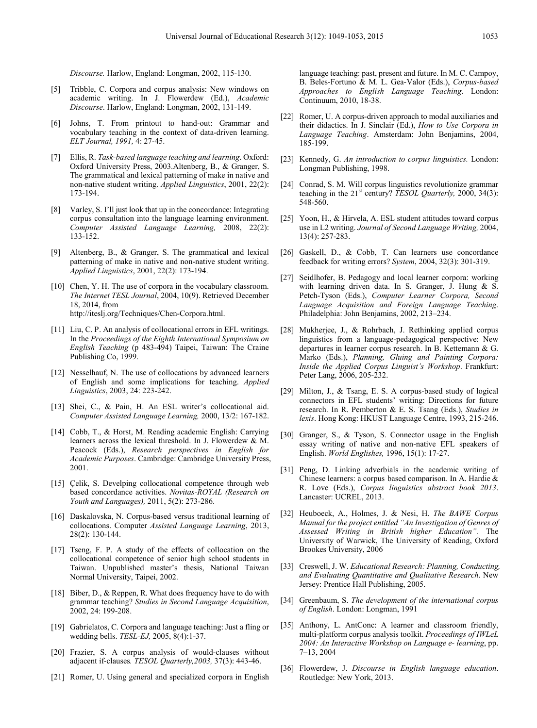*Discourse.* Harlow, England: Longman, 2002, 115-130.

[5] Tribble, C. Corpora and corpus analysis: New windows on academic writing. In J. Flowerdew (Ed.), *Academic Discourse*. Harlow, England: Longman, 2002, 131-149.

[6] Johns, T. From printout to hand-out: Grammar and vocabulary teaching in the context of data-driven learning. *ELT Journal, 1991,* 4: 27-45.

[7] Ellis, R. *Task-based language teaching and learning*. Oxford: Oxford University Press, 2003.Altenberg, B., & Granger, S. The grammatical and lexical patterning of make in native and non-native student writing. *Applied Linguistics*, 2001, 22(2): 173-194.

[8] Varley, S. I'll just look that up in the concordance: Integrating corpus consultation into the language learning environment. *Computer Assisted Language Learning,* 2008, 22(2): 133-152.

[9] Altenberg, B., & Granger, S. The grammatical and lexical patterning of make in native and non-native student writing. *Applied Linguistics*, 2001, 22(2): 173-194.

[10] Chen, Y. H. The use of corpora in the vocabulary classroom. *The Internet TESL Journal*, 2004, 10(9). Retrieved December 18, 2014, from http://iteslj.org/Techniques/Chen-Corpora.html.

[11] Liu, C. P. An analysis of collocational errors in EFL writings. In the *Proceedings of the Eighth International Symposium on English Teaching* (p 483-494) Taipei, Taiwan: The Craine Publishing Co, 1999.

[12] Nesselhauf, N. The use of collocations by advanced learners of English and some implications for teaching. *Applied Linguistics*, 2003, 24: 223-242.

[13] Shei, C., & Pain, H. An ESL writer's collocational aid. *Computer Assisted Language Learning,* 2000, 13/2: 167-182.

[14] Cobb, T., & Horst, M. Reading academic English: Carrying learners across the lexical threshold. In J. Flowerdew & M. Peacock (Eds.), *Research perspectives in English for Academic Purposes*. Cambridge: Cambridge University Press, 2001.

[15] Çelik, S. Develping collocational competence through web based concordance activities. *Novitas-ROYAL (Research on Youth and Languages),* 2011, 5(2): 273-286.

[16] Daskalovska, N. Corpus-based versus traditional learning of collocations. Computer *Assisted Language Learning*, 2013, 28(2): 130-144.

[17] Tseng, F. P. A study of the effects of collocation on the collocational competence of senior high school students in Taiwan. Unpublished master's thesis, National Taiwan Normal University, Taipei, 2002.

[18] Biber, D., & Reppen, R. What does frequency have to do with grammar teaching? *Studies in Second Language Acquisition*, 2002, 24: 199-208.

[19] Gabrielatos, C. Corpora and language teaching: Just a fling or wedding bells. *TESL-EJ,* 2005, 8(4):1-37.

[20] Frazier, S. A corpus analysis of would-clauses without adjacent if-clauses*. TESOL Quarterly,2003,* 37(3): 443-46.

[21] Romer, U. Using general and specialized corpora in English language teaching: past, present and future. In M. C. Campoy, B. Beles-Fortuno & M. L. Gea-Valor (Eds.), *Corpus-based Approaches to English Language Teaching*. London: Continuum, 2010, 18-38.

[22] Romer, U. A corpus-driven approach to modal auxiliaries and their didactics. In J. Sinclair (Ed.), *How to Use Corpora in Language Teaching*. Amsterdam: John Benjamins, 2004, 185-199.

[23] Kennedy, G. *An introduction to corpus linguistics.* London: Longman Publishing, 1998.

[24] Conrad, S. M. Will corpus linguistics revolutionize grammar teaching in the 21st century? *TESOL Quarterly,* 2000, 34(3): 548-560.

[25] Yoon, H., & Hirvela, A. ESL student attitudes toward corpus use in L2 writing. *Journal of Second Language Writing,* 2004, 13(4): 257-283.

[26] Gaskell, D., & Cobb, T. Can learners use concordance feedback for writing errors? *System*, 2004, 32(3): 301-319.

[27] Seidlhofer, B. Pedagogy and local learner corpora: working with learning driven data. In S. Granger, J. Hung & S. Petch-Tyson (Eds.), *Computer Learner Corpora, Second Language Acquisition and Foreign Language Teaching*. Philadelphia: John Benjamins, 2002, 213–234.

[28] Mukherjee, J., & Rohrbach, J. Rethinking applied corpus linguistics from a language-pedagogical perspective: New departures in learner corpus research. In B. Kettemann & G. Marko (Eds.), *Planning, Gluing and Painting Corpora: Inside the Applied Corpus Linguist's Workshop*. Frankfurt: Peter Lang, 2006, 205-232.

[29] Milton, J., & Tsang, E. S. A corpus-based study of logical connectors in EFL students' writing: Directions for future research. In R. Pemberton & E. S. Tsang (Eds.), *Studies in lexis*. Hong Kong: HKUST Language Centre, 1993, 215-246.

[30] Granger, S., & Tyson, S. Connector usage in the English essay writing of native and non-native EFL speakers of English. *World Englishes,* 1996, 15(1): 17-27.

[31] Peng, D. Linking adverbials in the academic writing of Chinese learners: a corpus based comparison. In A. Hardie & R. Love (Eds.), *Corpus linguistics abstract book 2013*. Lancaster: UCREL, 2013.

[32] Heuboeck, A., Holmes, J. & Nesi, H. *The BAWE Corpus Manual for the project entitled "An Investigation of Genres of Assessed Writing in British higher Education".* The University of Warwick, The University of Reading, Oxford Brookes University, 2006

[33] Creswell, J. W. *Educational Research: Planning, Conducting, and Evaluating Quantitative and Qualitative Research*. New Jersey: Prentice Hall Publishing, 2005.

[34] Greenbaum, S. *The development of the international corpus of English*. London: Longman, 1991

[35] Anthony, L. AntConc: A learner and classroom friendly, multi-platform corpus analysis toolkit. *Proceedings of IWLeL 2004: An Interactive Workshop on Language e- learning*, pp. 7–13, 2004

[36] Flowerdew, J. *Discourse in English language education*. Routledge: New York, 2013.